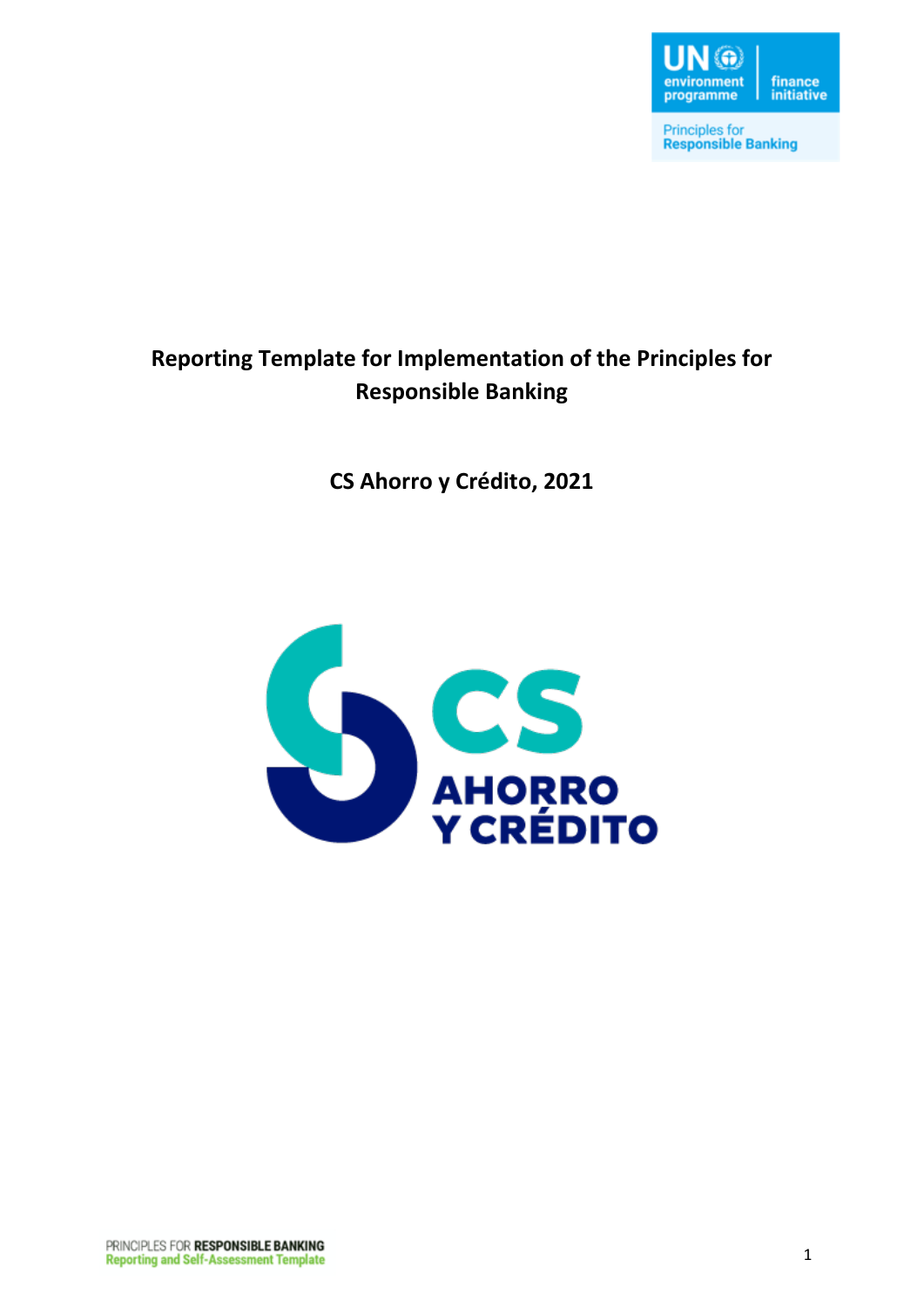# Reporting Template for Implementation of the Principles for Responsible Banking

## CS Ahorro y Crédito, 2021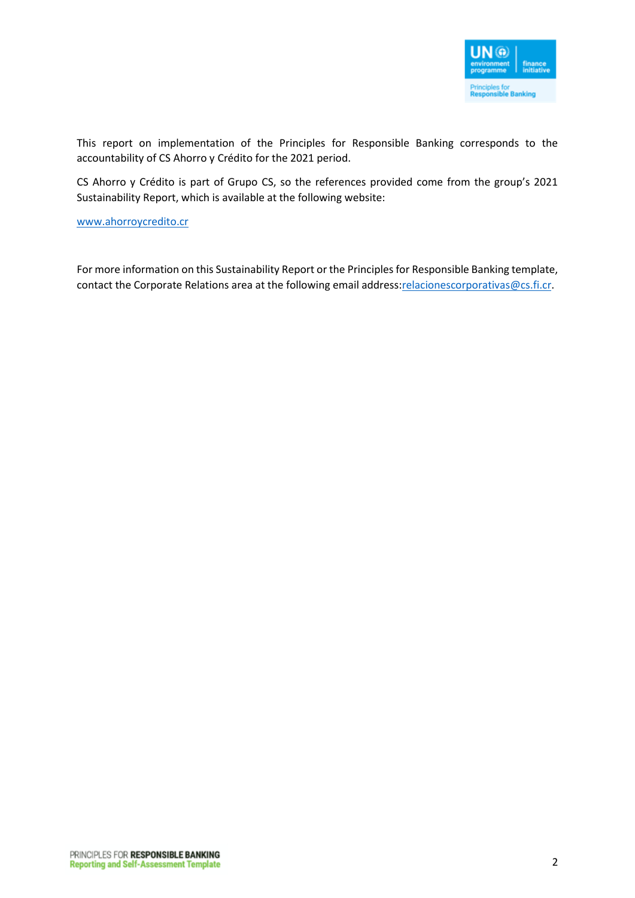This report on implementation of the Principles for Responsible Banking corresponds to the accountability of CS Ahorro y Crédito for the 2021 period.

CS Ahorro y Crédito is part of Grupo CS, so the references provided come from the group's 2021 Sustainability Report, which is available at the following website:

[www.ahorroycredito.cr](http://www.ahorroycredito.cr)

For more information on this Sustainability Report or the Principles for Responsible Banking template, contact the Corporate Relations area at the following email address:[relacionescorporativas@cs.fi.cr](mailto:relacionescorporativas@cs.fi.cr).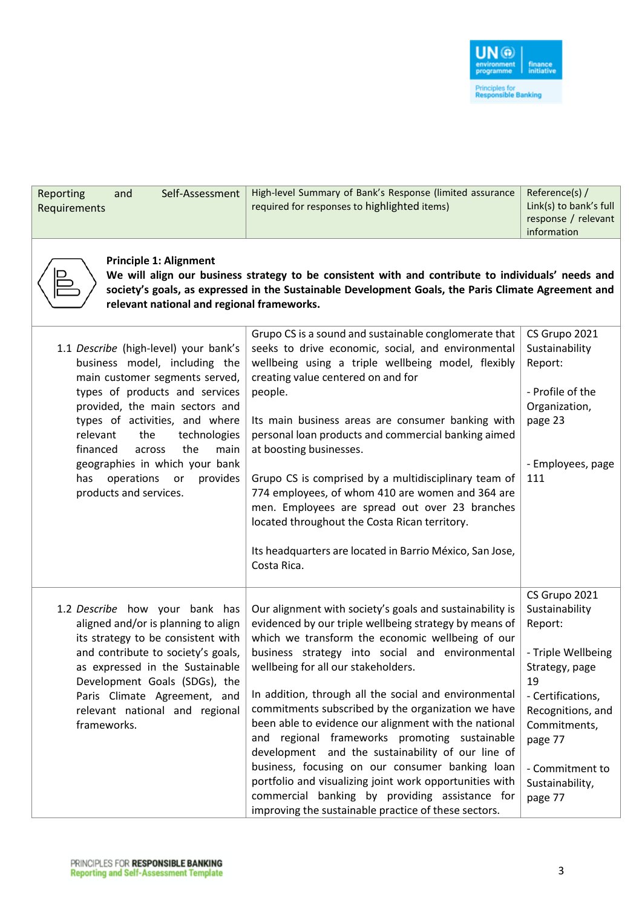| Reporting and Self-Assessment Requirements | High-level Summary of Bank's Response (limited assurance required for responses to highlighted items) | Reference(s) / Link(s) to bank's full response / relevant information |
|---|---|---|
| **Principle 1: Alignment**<br>**We will align our business strategy to be consistent with and contribute to individuals' needs and society's goals, as expressed in the Sustainable Development Goals, the Paris Climate Agreement and relevant national and regional frameworks.** | | |
| 1.1 *Describe* (high-level) your bank's business model, including the main customer segments served, types of products and services provided, the main sectors and types of activities, and where relevant the technologies financed across the main geographies in which your bank has operations or provides products and services. | Grupo CS is a sound and sustainable conglomerate that seeks to drive economic, social, and environmental wellbeing using a triple wellbeing model, flexibly creating value centered on and for people.<br><br>Its main business areas are consumer banking with personal loan products and commercial banking aimed at boosting businesses.<br><br>Grupo CS is comprised by a multidisciplinary team of 774 employees, of whom 410 are women and 364 are men. Employees are spread out over 23 branches located throughout the Costa Rican territory.<br><br>Its headquarters are located in Barrio México, San Jose, Costa Rica. | CS Grupo 2021 Sustainability Report:<br><br>- Profile of the Organization, page 23<br><br>- Employees, page 111 |
| 1.2 *Describe* how your bank has aligned and/or is planning to align its strategy to be consistent with and contribute to society's goals, as expressed in the Sustainable Development Goals (SDGs), the Paris Climate Agreement, and relevant national and regional frameworks. | Our alignment with society's goals and sustainability is evidenced by our triple wellbeing strategy by means of which we transform the economic wellbeing of our business strategy into social and environmental wellbeing for all our stakeholders.<br><br>In addition, through all the social and environmental commitments subscribed by the organization we have been able to evidence our alignment with the national and regional frameworks promoting sustainable development and the sustainability of our line of business, focusing on our consumer banking loan portfolio and visualizing joint work opportunities with commercial banking by providing assistance for improving the sustainable practice of these sectors. | CS Grupo 2021 Sustainability Report:<br><br>- Triple Wellbeing Strategy, page 19<br>- Certifications, Recognitions, and Commitments, page 77<br><br>- Commitment to Sustainability, page 77 |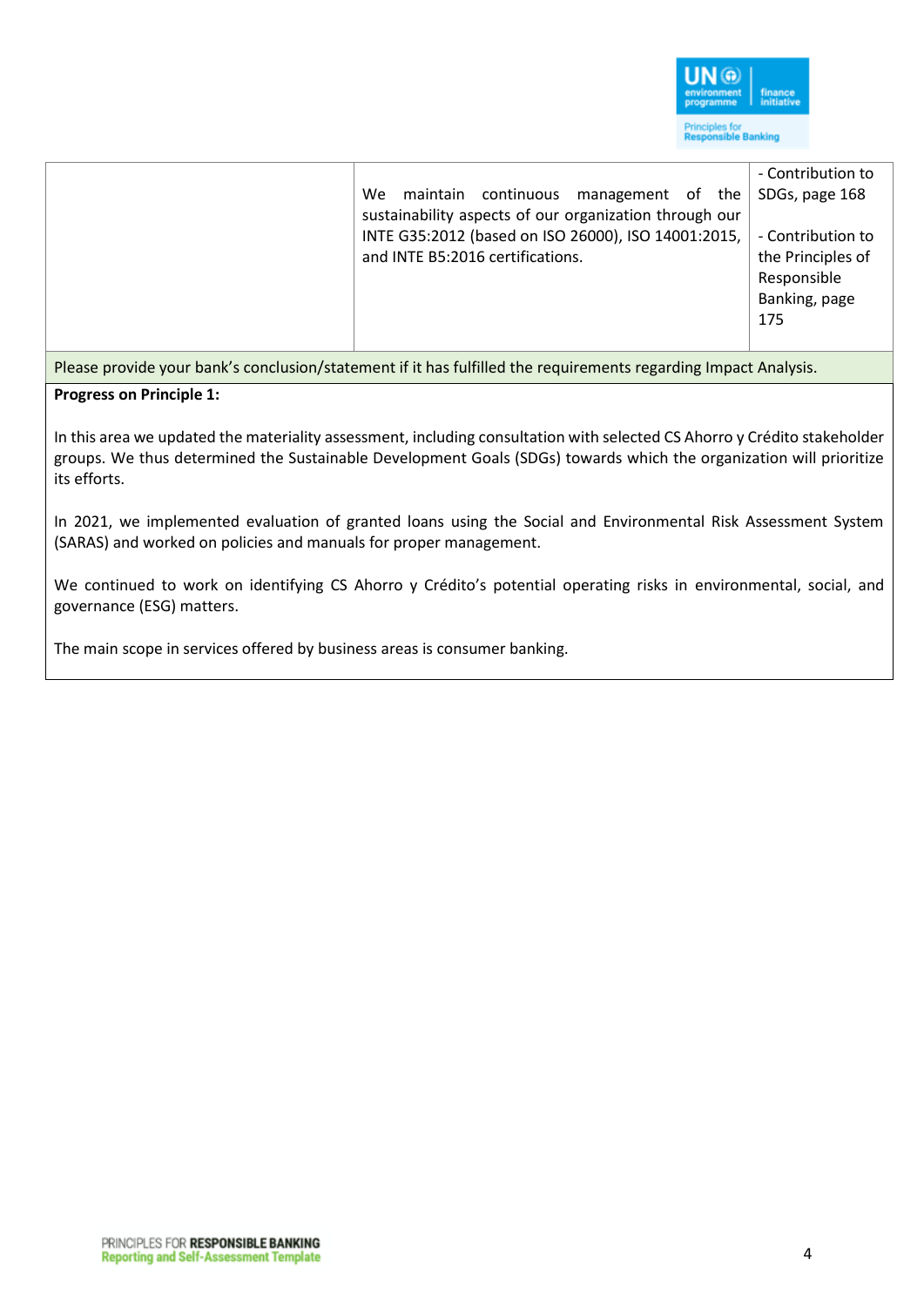|  | We maintain continuous management of the sustainability aspects of our organization through our INTE G35:2012 (based on ISO 26000), ISO 14001:2015, and INTE B5:2016 certifications. | - Contribution to SDGs, page 168<br><br>- Contribution to the Principles of Responsible Banking, page 175 |
|---|---|---|

Please provide your bank's conclusion/statement if it has fulfilled the requirements regarding Impact Analysis.

**Progress on Principle 1:**

In this area we updated the materiality assessment, including consultation with selected CS Ahorro y Crédito stakeholder groups. We thus determined the Sustainable Development Goals (SDGs) towards which the organization will prioritize its efforts.

In 2021, we implemented evaluation of granted loans using the Social and Environmental Risk Assessment System (SARAS) and worked on policies and manuals for proper management.

We continued to work on identifying CS Ahorro y Crédito's potential operating risks in environmental, social, and governance (ESG) matters.

The main scope in services offered by business areas is consumer banking.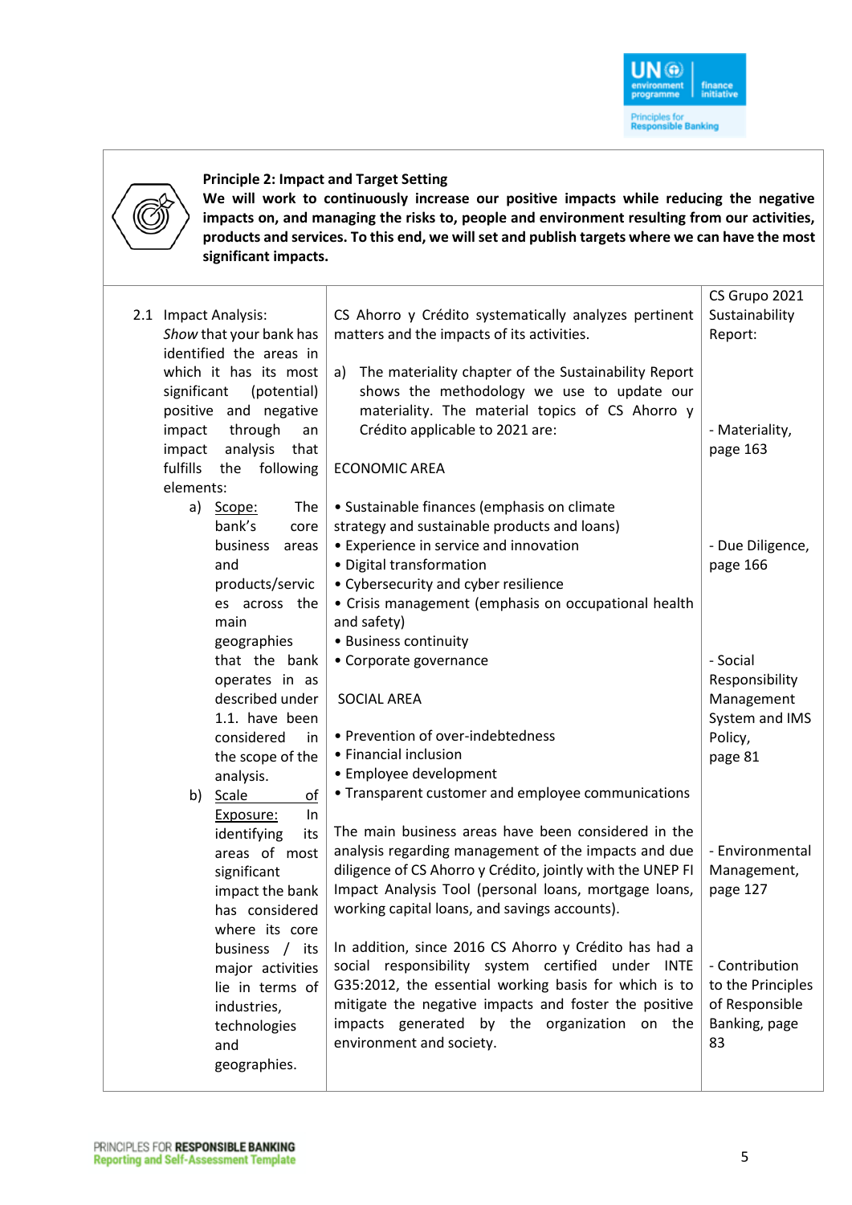**Principle 2: Impact and Target Setting**

**We will work to continuously increase our positive impacts while reducing the negative impacts on, and managing the risks to, people and environment resulting from our activities, products and services. To this end, we will set and publish targets where we can have the most significant impacts.**

| | | CS Grupo 2021 Sustainability Report: |
|---|---|---|
| 2.1 Impact Analysis: *Show* that your bank has identified the areas in which it has its most significant (potential) positive and negative impact through an impact analysis that fulfills the following elements:<br>a) Scope: The bank's core business areas and products/services across the main geographies that the bank operates in as described under 1.1. have been considered in the scope of the analysis.<br>b) Scale of Exposure: In identifying its areas of most significant impact the bank has considered where its core business / its major activities lie in terms of industries, technologies and geographies. | CS Ahorro y Crédito systematically analyzes pertinent matters and the impacts of its activities.<br><br>a) The materiality chapter of the Sustainability Report shows the methodology we use to update our materiality. The material topics of CS Ahorro y Crédito applicable to 2021 are:<br><br>ECONOMIC AREA<br><br>• Sustainable finances (emphasis on climate strategy and sustainable products and loans)<br>• Experience in service and innovation<br>• Digital transformation<br>• Cybersecurity and cyber resilience<br>• Crisis management (emphasis on occupational health and safety)<br>• Business continuity<br>• Corporate governance<br><br>SOCIAL AREA<br><br>• Prevention of over-indebtedness<br>• Financial inclusion<br>• Employee development<br>• Transparent customer and employee communications<br><br>The main business areas have been considered in the analysis regarding management of the impacts and due diligence of CS Ahorro y Crédito, jointly with the UNEP FI Impact Analysis Tool (personal loans, mortgage loans, working capital loans, and savings accounts).<br><br>In addition, since 2016 CS Ahorro y Crédito has had a social responsibility system certified under INTE G35:2012, the essential working basis for which is to mitigate the negative impacts and foster the positive impacts generated by the organization on the environment and society. | - Materiality, page 163<br><br>- Due Diligence, page 166<br><br>- Social Responsibility Management System and IMS Policy, page 81<br><br>- Environmental Management, page 127<br><br>- Contribution to the Principles of Responsible Banking, page 83 |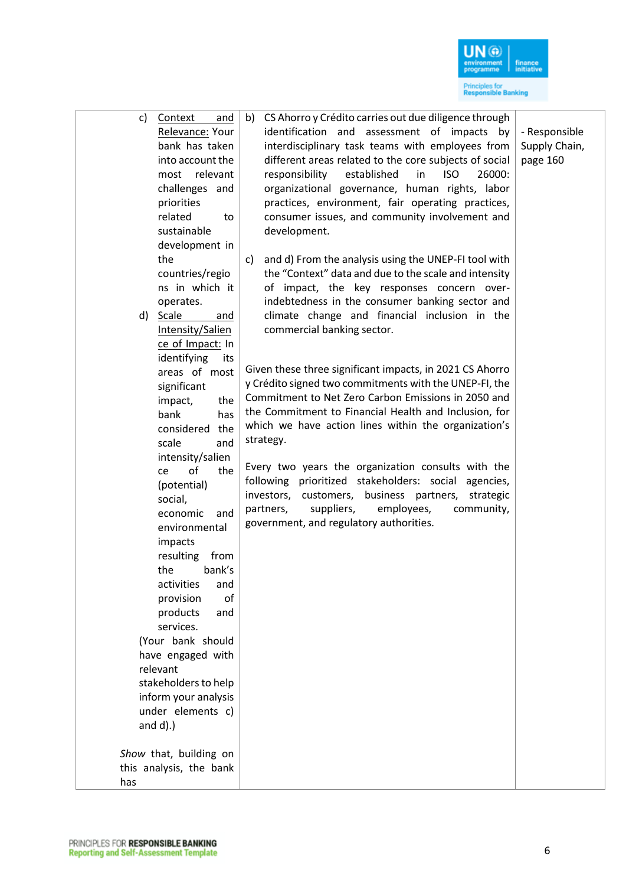| | | |
|---|---|---|
| c) <u>Context and Relevance:</u> Your bank has taken into account the most relevant challenges and priorities related to sustainable development in the countries/regions in which it operates.<br>d) <u>Scale and Intensity/Salience of Impact:</u> In identifying its areas of most significant impact, the bank has considered the scale and intensity/salience of the (potential) social, economic and environmental impacts resulting from the bank's activities and provision of products and services.<br>(Your bank should have engaged with relevant stakeholders to help inform your analysis under elements c) and d).)<br><br>*Show* that, building on this analysis, the bank has | b) CS Ahorro y Crédito carries out due diligence through identification and assessment of impacts by interdisciplinary task teams with employees from different areas related to the core subjects of social responsibility established in ISO 26000: organizational governance, human rights, labor practices, environment, fair operating practices, consumer issues, and community involvement and development.<br><br>c) and d) From the analysis using the UNEP-FI tool with the "Context" data and due to the scale and intensity of impact, the key responses concern over-indebtedness in the consumer banking sector and climate change and financial inclusion in the commercial banking sector.<br><br>Given these three significant impacts, in 2021 CS Ahorro y Crédito signed two commitments with the UNEP-FI, the Commitment to Net Zero Carbon Emissions in 2050 and the Commitment to Financial Health and Inclusion, for which we have action lines within the organization's strategy.<br><br>Every two years the organization consults with the following prioritized stakeholders: social agencies, investors, customers, business partners, strategic partners, suppliers, employees, community, government, and regulatory authorities. | - Responsible Supply Chain, page 160 |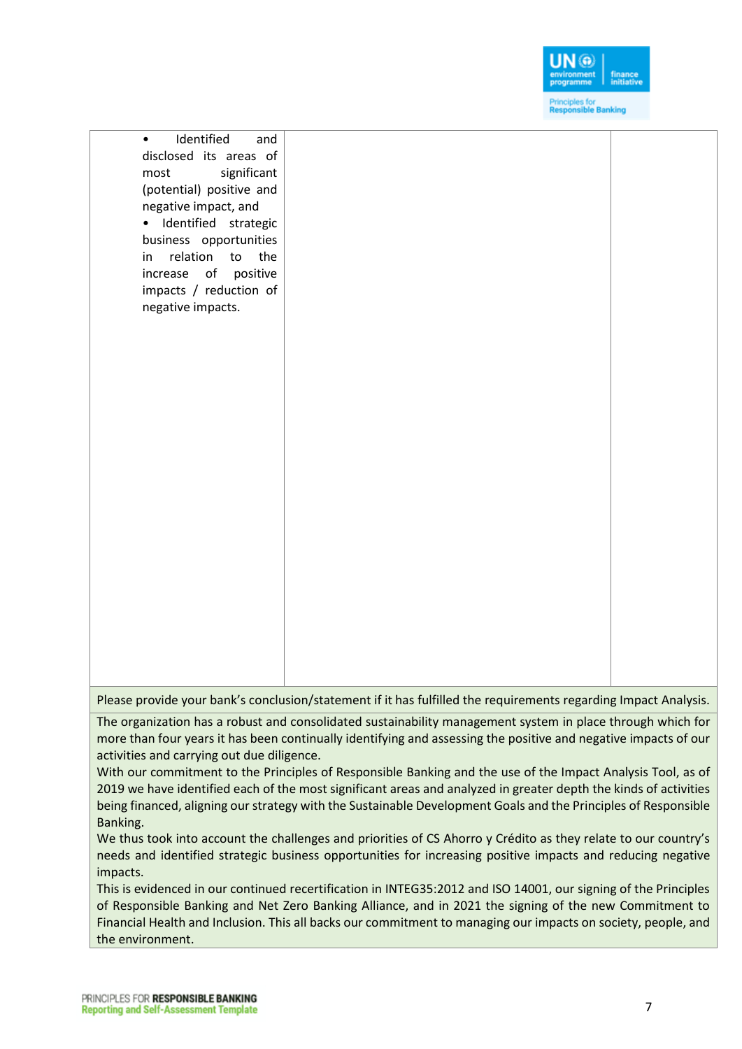| | | |
|---|---|---|
| • Identified and disclosed its areas of most significant (potential) positive and negative impact, and<br>• Identified strategic business opportunities in relation to the increase of positive impacts / reduction of negative impacts. | | |

Please provide your bank's conclusion/statement if it has fulfilled the requirements regarding Impact Analysis.

The organization has a robust and consolidated sustainability management system in place through which for more than four years it has been continually identifying and assessing the positive and negative impacts of our activities and carrying out due diligence.

With our commitment to the Principles of Responsible Banking and the use of the Impact Analysis Tool, as of 2019 we have identified each of the most significant areas and analyzed in greater depth the kinds of activities being financed, aligning our strategy with the Sustainable Development Goals and the Principles of Responsible Banking.

We thus took into account the challenges and priorities of CS Ahorro y Crédito as they relate to our country's needs and identified strategic business opportunities for increasing positive impacts and reducing negative impacts.

This is evidenced in our continued recertification in INTEG35:2012 and ISO 14001, our signing of the Principles of Responsible Banking and Net Zero Banking Alliance, and in 2021 the signing of the new Commitment to Financial Health and Inclusion. This all backs our commitment to managing our impacts on society, people, and the environment.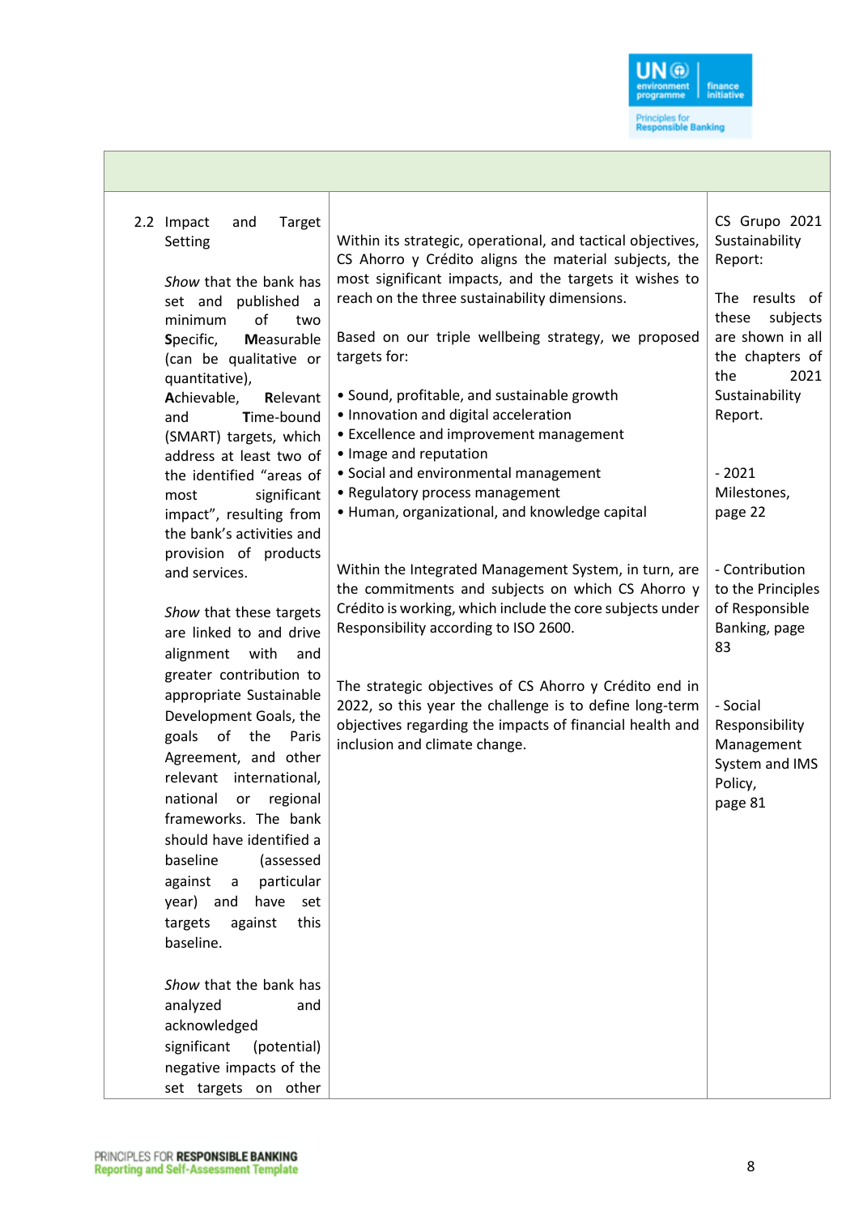| | | |
|---|---|---|
| 2.2 Impact and Target Setting<br><br>*Show* that the bank has set and published a minimum of two **S**pecific, **M**easurable (can be qualitative or quantitative), **A**chievable, **R**elevant and **T**ime-bound (SMART) targets, which address at least two of the identified "areas of most significant impact", resulting from the bank's activities and provision of products and services.<br><br>*Show* that these targets are linked to and drive alignment with and greater contribution to appropriate Sustainable Development Goals, the goals of the Paris Agreement, and other relevant international, national or regional frameworks. The bank should have identified a baseline (assessed against a particular year) and have set targets against this baseline.<br><br>*Show* that the bank has analyzed and acknowledged significant (potential) negative impacts of the set targets on other | Within its strategic, operational, and tactical objectives, CS Ahorro y Crédito aligns the material subjects, the most significant impacts, and the targets it wishes to reach on the three sustainability dimensions.<br><br>Based on our triple wellbeing strategy, we proposed targets for:<br><br>• Sound, profitable, and sustainable growth<br>• Innovation and digital acceleration<br>• Excellence and improvement management<br>• Image and reputation<br>• Social and environmental management<br>• Regulatory process management<br>• Human, organizational, and knowledge capital<br><br>Within the Integrated Management System, in turn, are the commitments and subjects on which CS Ahorro y Crédito is working, which include the core subjects under Responsibility according to ISO 2600.<br><br>The strategic objectives of CS Ahorro y Crédito end in 2022, so this year the challenge is to define long-term objectives regarding the impacts of financial health and inclusion and climate change. | CS Grupo 2021 Sustainability Report:<br><br>The results of these subjects are shown in all the chapters of the 2021 Sustainability Report.<br><br>- 2021 Milestones, page 22<br><br>- Contribution to the Principles of Responsible Banking, page 83<br><br>- Social Responsibility Management System and IMS Policy, page 81 |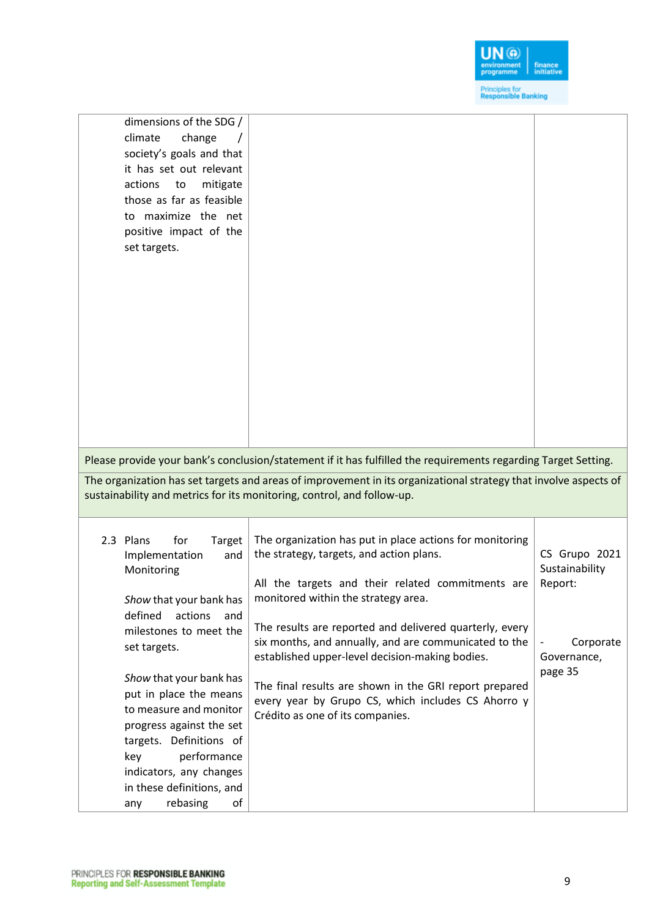| | | |
|---|---|---|
| dimensions of the SDG / climate change / society's goals and that it has set out relevant actions to mitigate those as far as feasible to maximize the net positive impact of the set targets. | | |

Please provide your bank's conclusion/statement if it has fulfilled the requirements regarding Target Setting.

The organization has set targets and areas of improvement in its organizational strategy that involve aspects of sustainability and metrics for its monitoring, control, and follow-up.

| | | |
|---|---|---|
| 2.3 Plans for Target Implementation and Monitoring<br><br>*Show* that your bank has defined actions and milestones to meet the set targets.<br><br>*Show* that your bank has put in place the means to measure and monitor progress against the set targets. Definitions of key performance indicators, any changes in these definitions, and any rebasing of | The organization has put in place actions for monitoring the strategy, targets, and action plans.<br><br>All the targets and their related commitments are monitored within the strategy area.<br><br>The results are reported and delivered quarterly, every six months, and annually, and are communicated to the established upper-level decision-making bodies.<br><br>The final results are shown in the GRI report prepared every year by Grupo CS, which includes CS Ahorro y Crédito as one of its companies. | CS Grupo 2021 Sustainability Report:<br><br>- Corporate Governance, page 35 |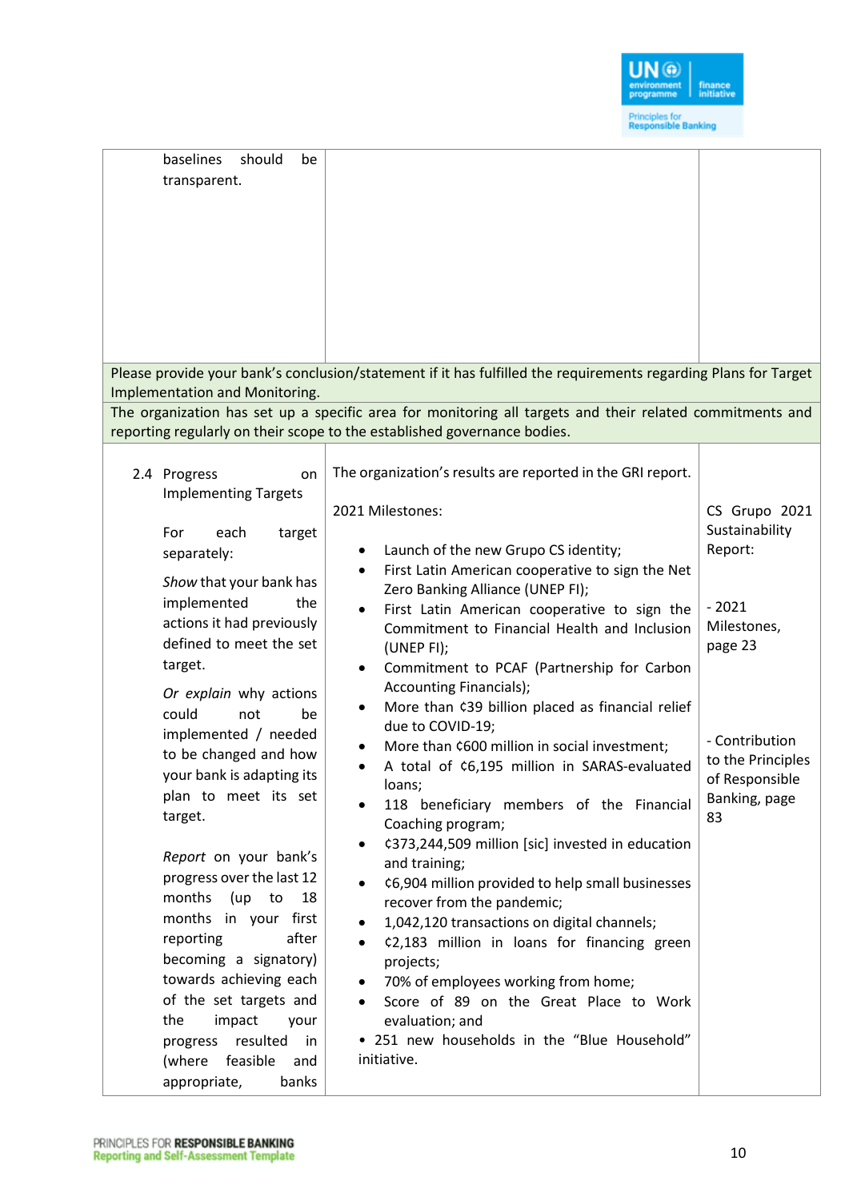| | | |
|---|---|---|
| baselines should be transparent. | | |
| Please provide your bank's conclusion/statement if it has fulfilled the requirements regarding Plans for Target Implementation and Monitoring. | | |
| The organization has set up a specific area for monitoring all targets and their related commitments and reporting regularly on their scope to the established governance bodies. | | |
| 2.4 Progress on Implementing Targets<br><br>For each target separately:<br><br>*Show* that your bank has implemented the actions it had previously defined to meet the set target.<br><br>*Or explain* why actions could not be implemented / needed to be changed and how your bank is adapting its plan to meet its set target.<br><br>*Report* on your bank's progress over the last 12 months (up to 18 months in your first reporting after becoming a signatory) towards achieving each of the set targets and the impact your progress resulted in (where feasible and appropriate, banks | The organization's results are reported in the GRI report.<br><br>2021 Milestones:<br><br>• Launch of the new Grupo CS identity;<br>• First Latin American cooperative to sign the Net Zero Banking Alliance (UNEP FI);<br>• First Latin American cooperative to sign the Commitment to Financial Health and Inclusion (UNEP FI);<br>• Commitment to PCAF (Partnership for Carbon Accounting Financials);<br>• More than ¢39 billion placed as financial relief due to COVID-19;<br>• More than ¢600 million in social investment;<br>• A total of ¢6,195 million in SARAS-evaluated loans;<br>• 118 beneficiary members of the Financial Coaching program;<br>• ¢373,244,509 million [sic] invested in education and training;<br>• ¢6,904 million provided to help small businesses recover from the pandemic;<br>• 1,042,120 transactions on digital channels;<br>• ¢2,183 million in loans for financing green projects;<br>• 70% of employees working from home;<br>• Score of 89 on the Great Place to Work evaluation; and<br>• 251 new households in the "Blue Household" initiative. | CS Grupo 2021 Sustainability Report:<br><br>- 2021 Milestones, page 23<br><br>- Contribution to the Principles of Responsible Banking, page 83 |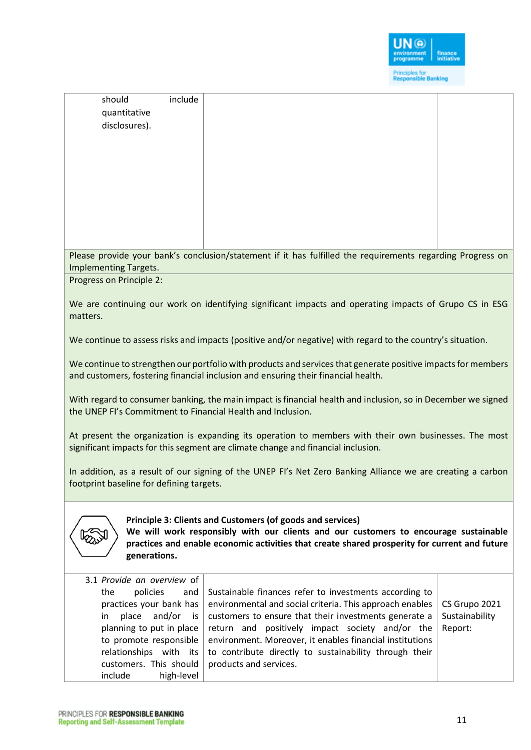| should include quantitative disclosures). | | |
|---|---|---|

Please provide your bank's conclusion/statement if it has fulfilled the requirements regarding Progress on Implementing Targets.

Progress on Principle 2:

We are continuing our work on identifying significant impacts and operating impacts of Grupo CS in ESG matters.

We continue to assess risks and impacts (positive and/or negative) with regard to the country's situation.

We continue to strengthen our portfolio with products and services that generate positive impacts for members and customers, fostering financial inclusion and ensuring their financial health.

With regard to consumer banking, the main impact is financial health and inclusion, so in December we signed the UNEP FI's Commitment to Financial Health and Inclusion.

At present the organization is expanding its operation to members with their own businesses. The most significant impacts for this segment are climate change and financial inclusion.

In addition, as a result of our signing of the UNEP FI's Net Zero Banking Alliance we are creating a carbon footprint baseline for defining targets.

**Principle 3: Clients and Customers (of goods and services)**
**We will work responsibly with our clients and our customers to encourage sustainable practices and enable economic activities that create shared prosperity for current and future generations.**

| 3.1 *Provide an overview* of the policies and practices your bank has in place and/or is planning to put in place to promote responsible relationships with its customers. This should include high-level | Sustainable finances refer to investments according to environmental and social criteria. This approach enables customers to ensure that their investments generate a return and positively impact society and/or the environment. Moreover, it enables financial institutions to contribute directly to sustainability through their products and services. | CS Grupo 2021 Sustainability Report: |
|---|---|---|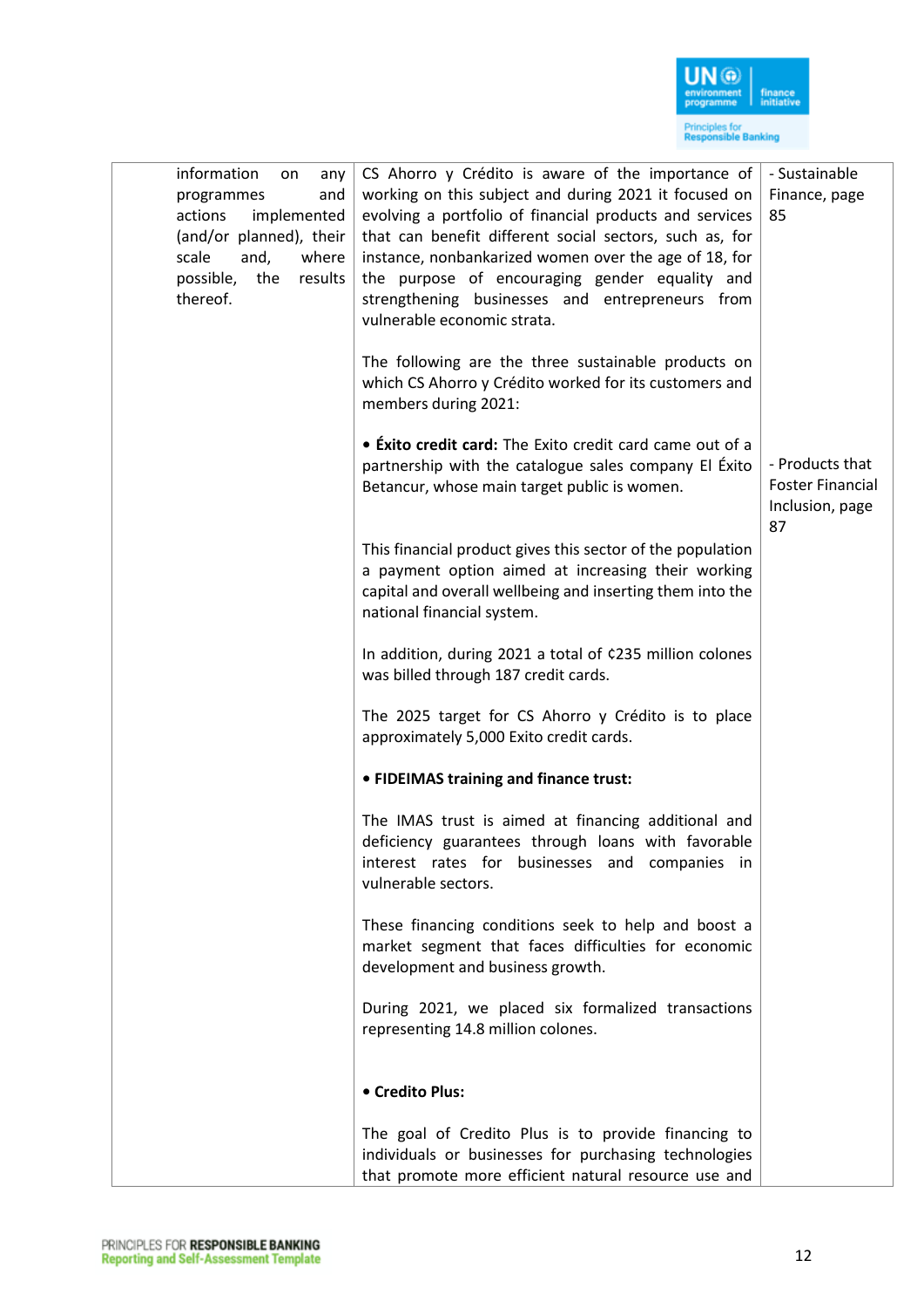| | | |
|---|---|---|
| information on any programmes and actions implemented (and/or planned), their scale and, where possible, the results thereof. | CS Ahorro y Crédito is aware of the importance of working on this subject and during 2021 it focused on evolving a portfolio of financial products and services that can benefit different social sectors, such as, for instance, nonbankarized women over the age of 18, for the purpose of encouraging gender equality and strengthening businesses and entrepreneurs from vulnerable economic strata.<br><br>The following are the three sustainable products on which CS Ahorro y Crédito worked for its customers and members during 2021:<br><br>• **Éxito credit card:** The Exito credit card came out of a partnership with the catalogue sales company El Éxito Betancur, whose main target public is women.<br><br>This financial product gives this sector of the population a payment option aimed at increasing their working capital and overall wellbeing and inserting them into the national financial system.<br><br>In addition, during 2021 a total of ¢235 million colones was billed through 187 credit cards.<br><br>The 2025 target for CS Ahorro y Crédito is to place approximately 5,000 Exito credit cards.<br><br>• **FIDEIMAS training and finance trust:**<br><br>The IMAS trust is aimed at financing additional and deficiency guarantees through loans with favorable interest rates for businesses and companies in vulnerable sectors.<br><br>These financing conditions seek to help and boost a market segment that faces difficulties for economic development and business growth.<br><br>During 2021, we placed six formalized transactions representing 14.8 million colones.<br><br>• **Credito Plus:**<br><br>The goal of Credito Plus is to provide financing to individuals or businesses for purchasing technologies that promote more efficient natural resource use and | - Sustainable Finance, page 85<br><br>- Products that Foster Financial Inclusion, page 87 |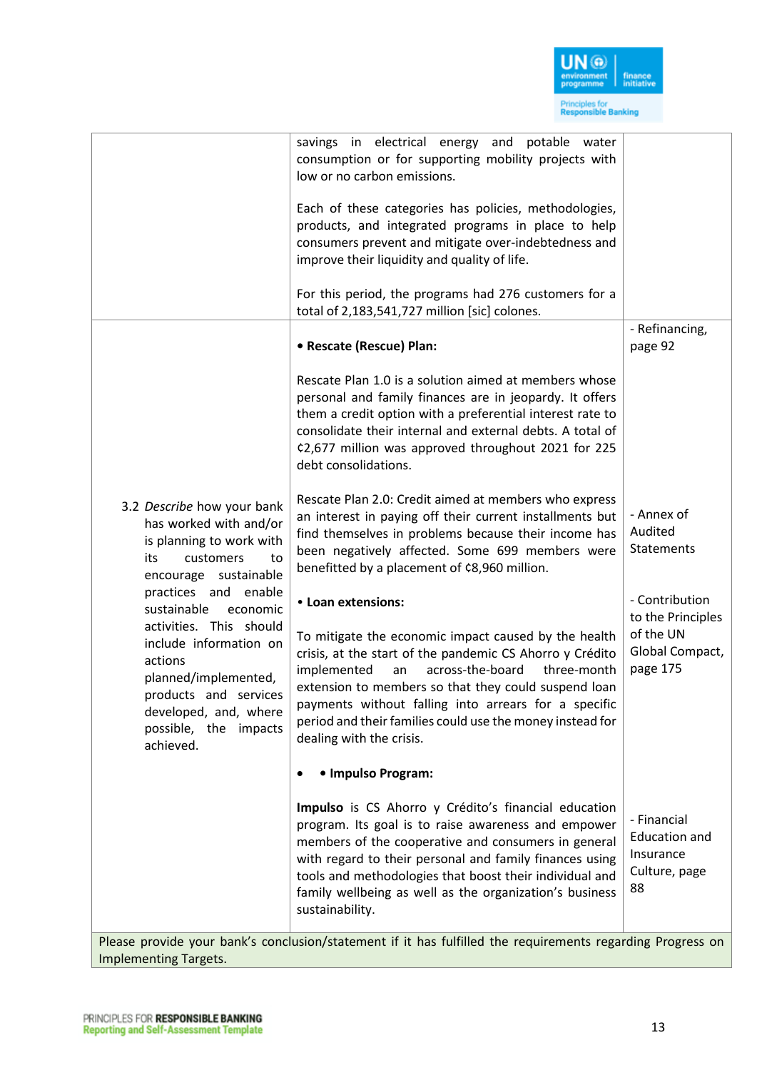| | | |
|---|---|---|
| | savings in electrical energy and potable water consumption or for supporting mobility projects with low or no carbon emissions.<br><br>Each of these categories has policies, methodologies, products, and integrated programs in place to help consumers prevent and mitigate over-indebtedness and improve their liquidity and quality of life.<br><br>For this period, the programs had 276 customers for a total of 2,183,541,727 million [sic] colones. | |
| 3.2 *Describe* how your bank has worked with and/or is planning to work with its customers to encourage sustainable practices and enable sustainable economic activities. This should include information on actions planned/implemented, products and services developed, and, where possible, the impacts achieved. | **• Rescate (Rescue) Plan:**<br><br>Rescate Plan 1.0 is a solution aimed at members whose personal and family finances are in jeopardy. It offers them a credit option with a preferential interest rate to consolidate their internal and external debts. A total of ¢2,677 million was approved throughout 2021 for 225 debt consolidations.<br><br>Rescate Plan 2.0: Credit aimed at members who express an interest in paying off their current installments but find themselves in problems because their income has been negatively affected. Some 699 members were benefitted by a placement of ¢8,960 million.<br><br>**• Loan extensions:**<br><br>To mitigate the economic impact caused by the health crisis, at the start of the pandemic CS Ahorro y Crédito implemented an across-the-board three-month extension to members so that they could suspend loan payments without falling into arrears for a specific period and their families could use the money instead for dealing with the crisis.<br><br>• **• Impulso Program:**<br><br>**Impulso** is CS Ahorro y Crédito's financial education program. Its goal is to raise awareness and empower members of the cooperative and consumers in general with regard to their personal and family finances using tools and methodologies that boost their individual and family wellbeing as well as the organization's business sustainability. | - Refinancing, page 92<br><br>- Annex of Audited Statements<br><br>- Contribution to the Principles of the UN Global Compact, page 175<br><br>- Financial Education and Insurance Culture, page 88 |

Please provide your bank's conclusion/statement if it has fulfilled the requirements regarding Progress on Implementing Targets.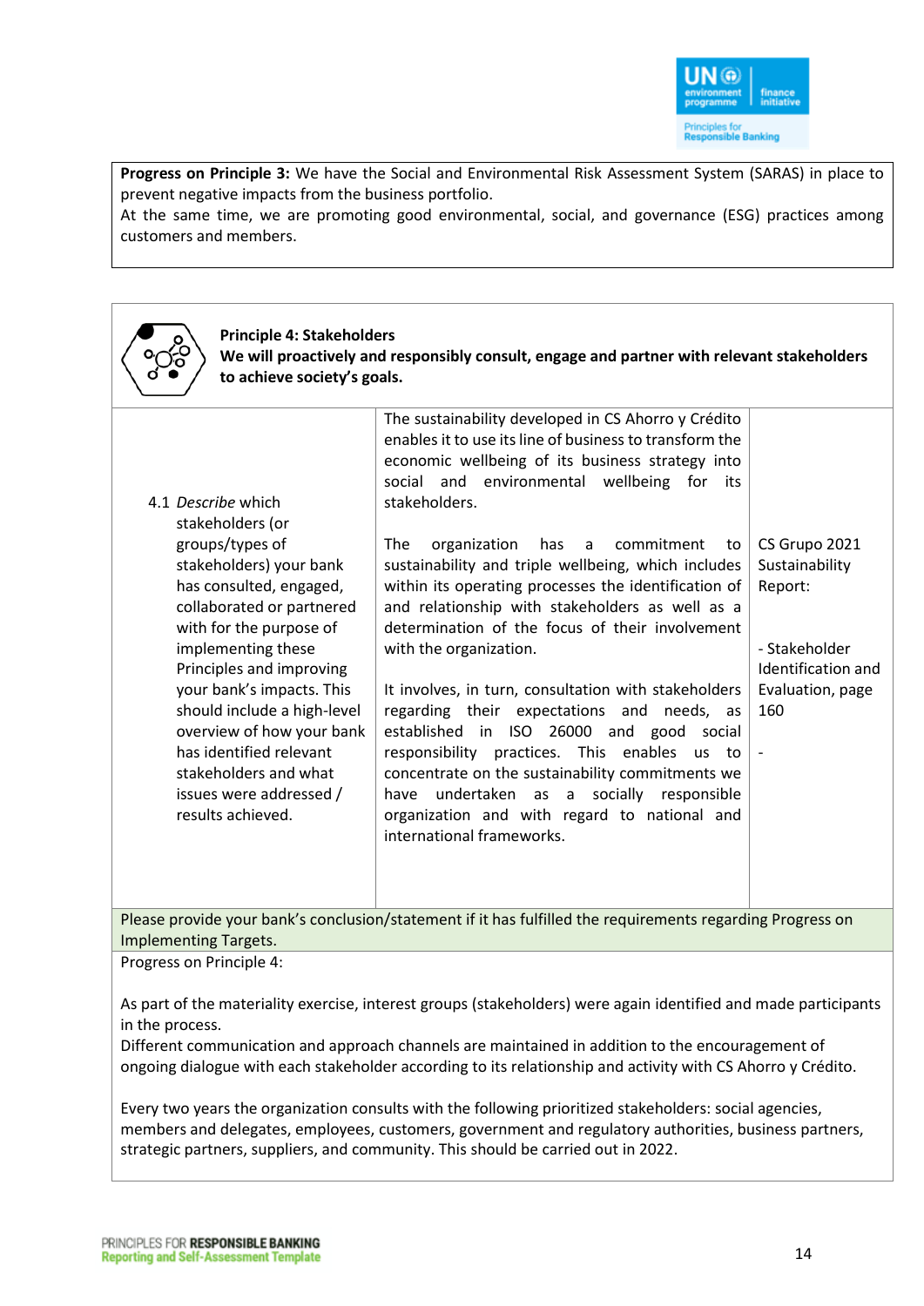**Progress on Principle 3:** We have the Social and Environmental Risk Assessment System (SARAS) in place to prevent negative impacts from the business portfolio.
At the same time, we are promoting good environmental, social, and governance (ESG) practices among customers and members.

**Principle 4: Stakeholders**
**We will proactively and responsibly consult, engage and partner with relevant stakeholders to achieve society's goals.**

| | | |
|---|---|---|
| 4.1 *Describe* which stakeholders (or groups/types of stakeholders) your bank has consulted, engaged, collaborated or partnered with for the purpose of implementing these Principles and improving your bank's impacts. This should include a high-level overview of how your bank has identified relevant stakeholders and what issues were addressed / results achieved. | The sustainability developed in CS Ahorro y Crédito enables it to use its line of business to transform the economic wellbeing of its business strategy into social and environmental wellbeing for its stakeholders.<br><br>The organization has a commitment to sustainability and triple wellbeing, which includes within its operating processes the identification of and relationship with stakeholders as well as a determination of the focus of their involvement with the organization.<br><br>It involves, in turn, consultation with stakeholders regarding their expectations and needs, as established in ISO 26000 and good social responsibility practices. This enables us to concentrate on the sustainability commitments we have undertaken as a socially responsible organization and with regard to national and international frameworks. | CS Grupo 2021 Sustainability Report:<br><br>- Stakeholder Identification and Evaluation, page 160<br><br>- |

Please provide your bank's conclusion/statement if it has fulfilled the requirements regarding Progress on Implementing Targets.

Progress on Principle 4:

As part of the materiality exercise, interest groups (stakeholders) were again identified and made participants in the process.
Different communication and approach channels are maintained in addition to the encouragement of ongoing dialogue with each stakeholder according to its relationship and activity with CS Ahorro y Crédito.

Every two years the organization consults with the following prioritized stakeholders: social agencies, members and delegates, employees, customers, government and regulatory authorities, business partners, strategic partners, suppliers, and community. This should be carried out in 2022.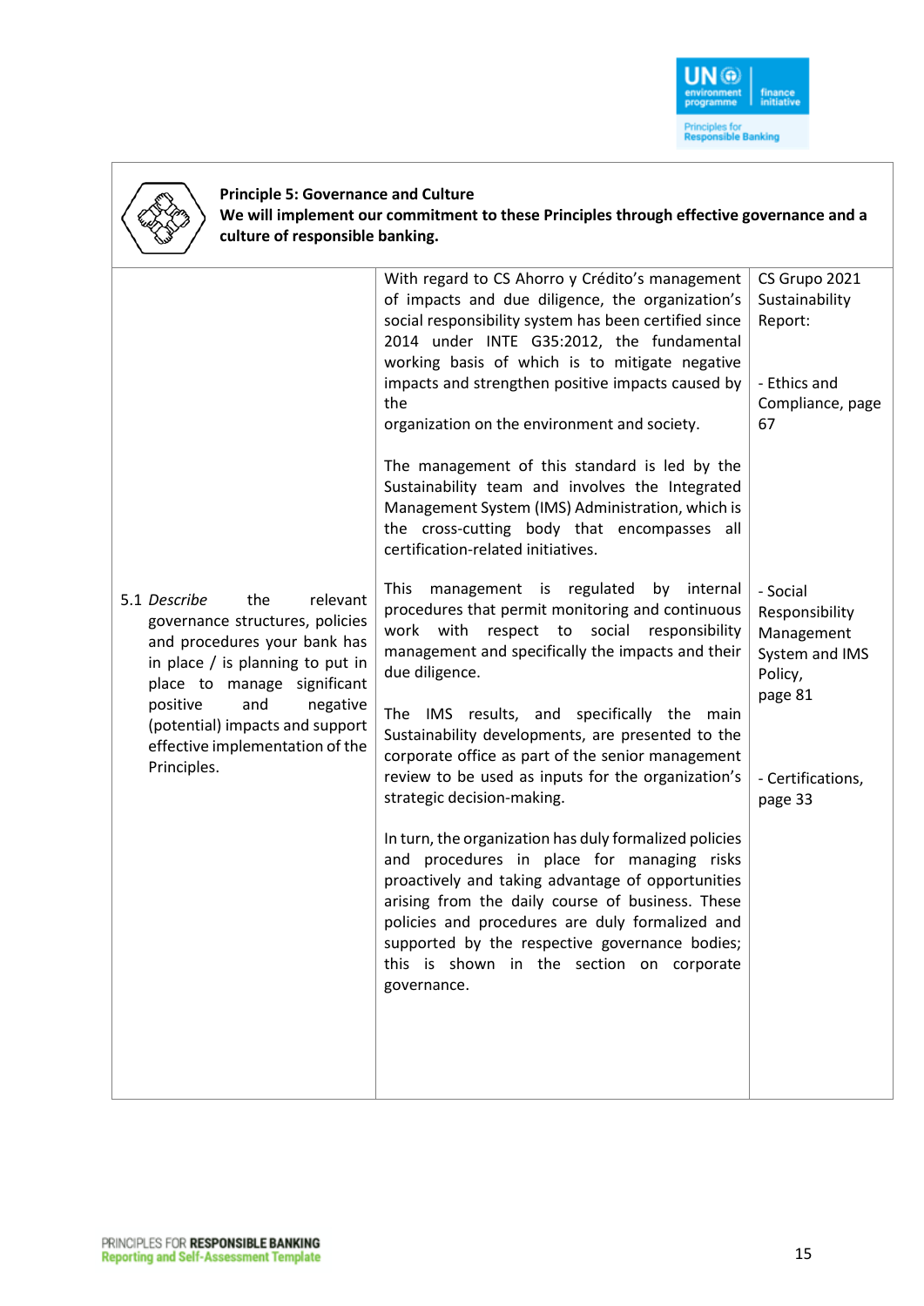**Principle 5: Governance and Culture**
**We will implement our commitment to these Principles through effective governance and a culture of responsible banking.**

| | | |
|---|---|---|
| 5.1 *Describe* the relevant governance structures, policies and procedures your bank has in place / is planning to put in place to manage significant positive and negative (potential) impacts and support effective implementation of the Principles. | With regard to CS Ahorro y Crédito's management of impacts and due diligence, the organization's social responsibility system has been certified since 2014 under INTE G35:2012, the fundamental working basis of which is to mitigate negative impacts and strengthen positive impacts caused by the organization on the environment and society.<br><br>The management of this standard is led by the Sustainability team and involves the Integrated Management System (IMS) Administration, which is the cross-cutting body that encompasses all certification-related initiatives.<br><br>This management is regulated by internal procedures that permit monitoring and continuous work with respect to social responsibility management and specifically the impacts and their due diligence.<br><br>The IMS results, and specifically the main Sustainability developments, are presented to the corporate office as part of the senior management review to be used as inputs for the organization's strategic decision-making.<br><br>In turn, the organization has duly formalized policies and procedures in place for managing risks proactively and taking advantage of opportunities arising from the daily course of business. These policies and procedures are duly formalized and supported by the respective governance bodies; this is shown in the section on corporate governance. | CS Grupo 2021 Sustainability Report:<br><br>- Ethics and Compliance, page 67<br><br>- Social Responsibility Management System and IMS Policy, page 81<br><br>- Certifications, page 33 |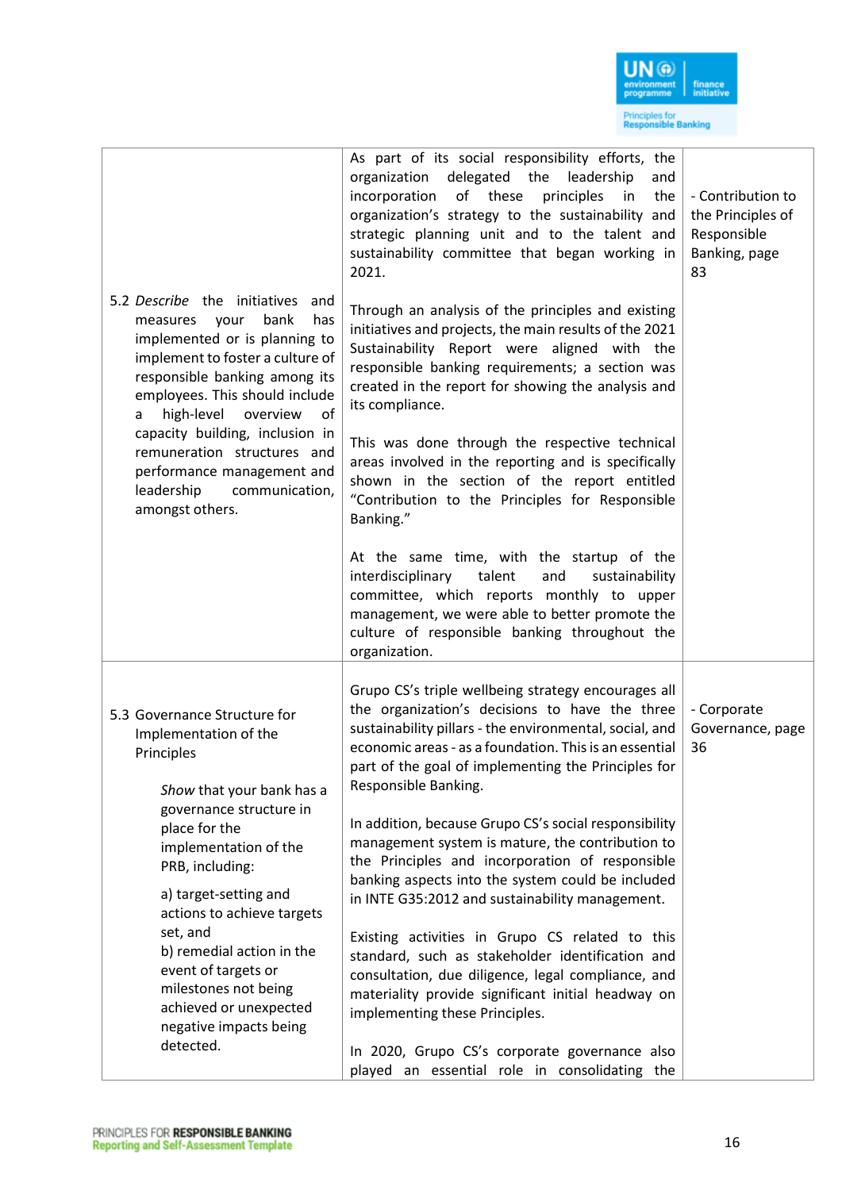| | | |
|---|---|---|
| 5.2 *Describe* the initiatives and measures your bank has implemented or is planning to implement to foster a culture of responsible banking among its employees. This should include a high-level overview of capacity building, inclusion in remuneration structures and performance management and leadership communication, amongst others. | As part of its social responsibility efforts, the organization delegated the leadership and incorporation of these principles in the organization's strategy to the sustainability and strategic planning unit and to the talent and sustainability committee that began working in 2021.<br><br>Through an analysis of the principles and existing initiatives and projects, the main results of the 2021 Sustainability Report were aligned with the responsible banking requirements; a section was created in the report for showing the analysis and its compliance.<br><br>This was done through the respective technical areas involved in the reporting and is specifically shown in the section of the report entitled "Contribution to the Principles for Responsible Banking."<br><br>At the same time, with the startup of the interdisciplinary talent and sustainability committee, which reports monthly to upper management, we were able to better promote the culture of responsible banking throughout the organization. | - Contribution to the Principles of Responsible Banking, page 83 |
| 5.3 Governance Structure for Implementation of the Principles<br><br>*Show* that your bank has a governance structure in place for the implementation of the PRB, including:<br><br>a) target-setting and actions to achieve targets set, and<br>b) remedial action in the event of targets or milestones not being achieved or unexpected negative impacts being detected. | Grupo CS's triple wellbeing strategy encourages all the organization's decisions to have the three sustainability pillars - the environmental, social, and economic areas - as a foundation. This is an essential part of the goal of implementing the Principles for Responsible Banking.<br><br>In addition, because Grupo CS's social responsibility management system is mature, the contribution to the Principles and incorporation of responsible banking aspects into the system could be included in INTE G35:2012 and sustainability management.<br><br>Existing activities in Grupo CS related to this standard, such as stakeholder identification and consultation, due diligence, legal compliance, and materiality provide significant initial headway on implementing these Principles.<br><br>In 2020, Grupo CS's corporate governance also played an essential role in consolidating the | - Corporate Governance, page 36 |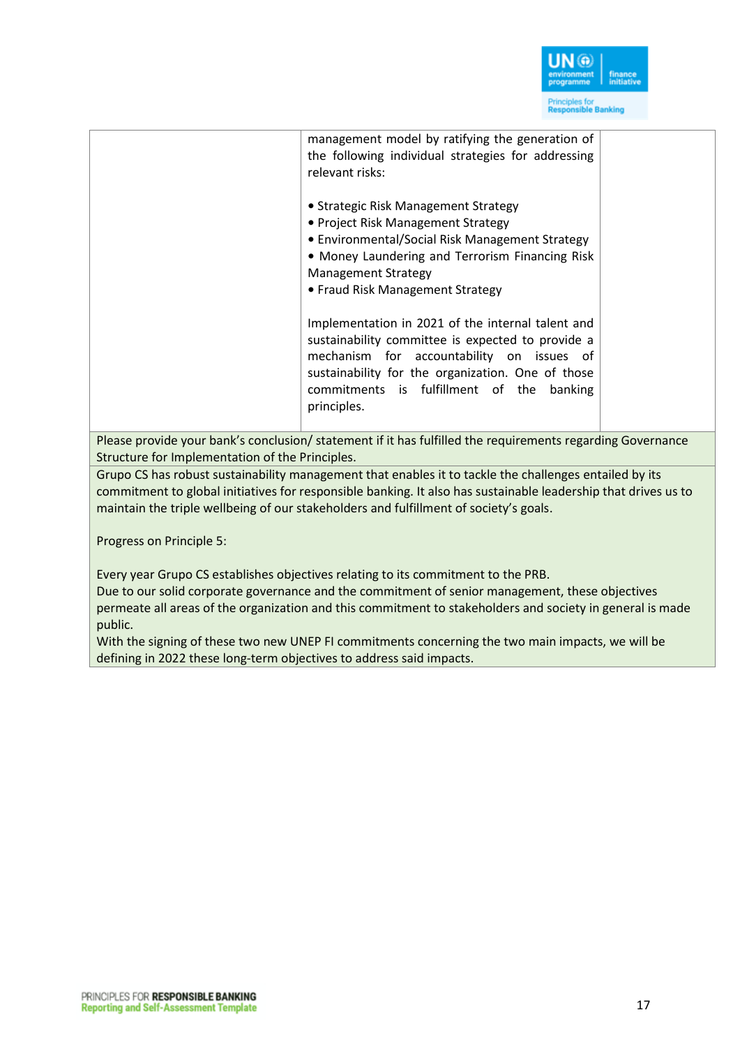| | | |
|---|---|---|
| | management model by ratifying the generation of the following individual strategies for addressing relevant risks:<br><br>• Strategic Risk Management Strategy<br>• Project Risk Management Strategy<br>• Environmental/Social Risk Management Strategy<br>• Money Laundering and Terrorism Financing Risk Management Strategy<br>• Fraud Risk Management Strategy<br><br>Implementation in 2021 of the internal talent and sustainability committee is expected to provide a mechanism for accountability on issues of sustainability for the organization. One of those commitments is fulfillment of the banking principles. | |

Please provide your bank's conclusion/ statement if it has fulfilled the requirements regarding Governance Structure for Implementation of the Principles.

Grupo CS has robust sustainability management that enables it to tackle the challenges entailed by its commitment to global initiatives for responsible banking. It also has sustainable leadership that drives us to maintain the triple wellbeing of our stakeholders and fulfillment of society's goals.

Progress on Principle 5:

Every year Grupo CS establishes objectives relating to its commitment to the PRB.
Due to our solid corporate governance and the commitment of senior management, these objectives permeate all areas of the organization and this commitment to stakeholders and society in general is made public.
With the signing of these two new UNEP FI commitments concerning the two main impacts, we will be defining in 2022 these long-term objectives to address said impacts.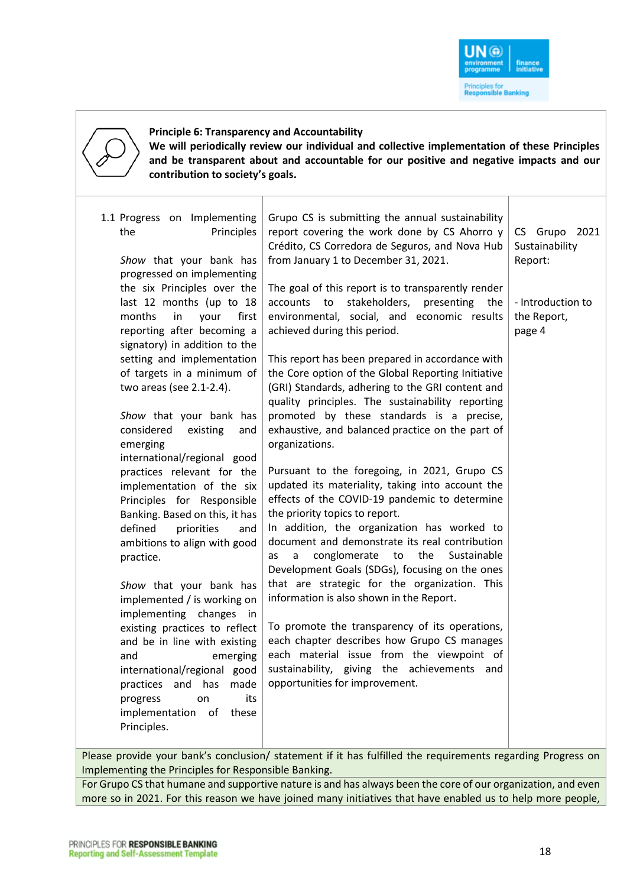**Principle 6: Transparency and Accountability**

**We will periodically review our individual and collective implementation of these Principles and be transparent about and accountable for our positive and negative impacts and our contribution to society's goals.**

| | | |
|---|---|---|
| 1.1 Progress on Implementing the Principles<br><br>*Show* that your bank has progressed on implementing the six Principles over the last 12 months (up to 18 months in your first reporting after becoming a signatory) in addition to the setting and implementation of targets in a minimum of two areas (see 2.1-2.4).<br><br>*Show* that your bank has considered existing and emerging international/regional good practices relevant for the implementation of the six Principles for Responsible Banking. Based on this, it has defined priorities and ambitions to align with good practice.<br><br>*Show* that your bank has implemented / is working on implementing changes in existing practices to reflect and be in line with existing and emerging international/regional good practices and has made progress on its implementation of these Principles. | Grupo CS is submitting the annual sustainability report covering the work done by CS Ahorro y Crédito, CS Corredora de Seguros, and Nova Hub from January 1 to December 31, 2021.<br><br>The goal of this report is to transparently render accounts to stakeholders, presenting the environmental, social, and economic results achieved during this period.<br><br>This report has been prepared in accordance with the Core option of the Global Reporting Initiative (GRI) Standards, adhering to the GRI content and quality principles. The sustainability reporting promoted by these standards is a precise, exhaustive, and balanced practice on the part of organizations.<br><br>Pursuant to the foregoing, in 2021, Grupo CS updated its materiality, taking into account the effects of the COVID-19 pandemic to determine the priority topics to report.<br>In addition, the organization has worked to document and demonstrate its real contribution as a conglomerate to the Sustainable Development Goals (SDGs), focusing on the ones that are strategic for the organization. This information is also shown in the Report.<br><br>To promote the transparency of its operations, each chapter describes how Grupo CS manages each material issue from the viewpoint of sustainability, giving the achievements and opportunities for improvement. | CS Grupo 2021 Sustainability Report:<br><br>- Introduction to the Report, page 4 |

Please provide your bank's conclusion/ statement if it has fulfilled the requirements regarding Progress on Implementing the Principles for Responsible Banking.

For Grupo CS that humane and supportive nature is and has always been the core of our organization, and even more so in 2021. For this reason we have joined many initiatives that have enabled us to help more people,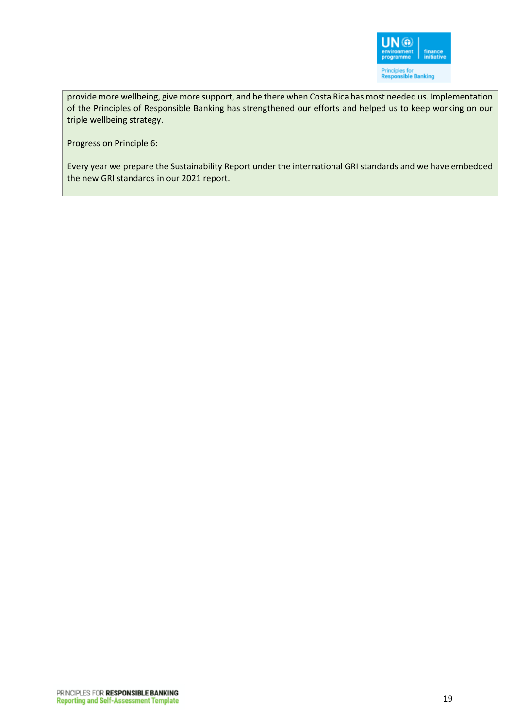provide more wellbeing, give more support, and be there when Costa Rica has most needed us. Implementation of the Principles of Responsible Banking has strengthened our efforts and helped us to keep working on our triple wellbeing strategy.

Progress on Principle 6:

Every year we prepare the Sustainability Report under the international GRI standards and we have embedded the new GRI standards in our 2021 report.